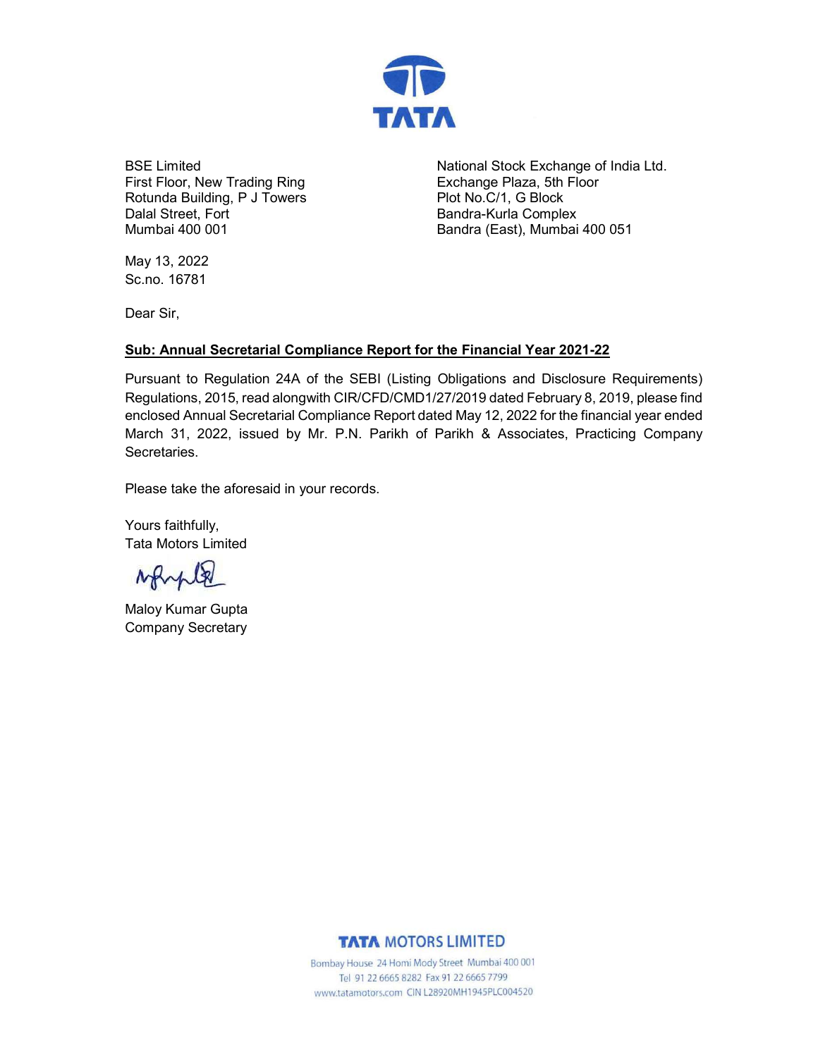BSE Limited
First Floor, New Trading Ring
Rotunda Building, P J Towers
Dalal Street, Fort
Mumbai 400 001

National Stock Exchange of India Ltd.
Exchange Plaza, 5th Floor
Plot No.C/1, G Block
Bandra-Kurla Complex
Bandra (East), Mumbai 400 051

May 13, 2022
Sc.no. 16781

Dear Sir,

**Sub: Annual Secretarial Compliance Report for the Financial Year 2021-22**

Pursuant to Regulation 24A of the SEBI (Listing Obligations and Disclosure Requirements) Regulations, 2015, read alongwith CIR/CFD/CMD1/27/2019 dated February 8, 2019, please find enclosed Annual Secretarial Compliance Report dated May 12, 2022 for the financial year ended March 31, 2022, issued by Mr. P.N. Parikh of Parikh & Associates, Practicing Company Secretaries.

Please take the aforesaid in your records.

Yours faithfully,
Tata Motors Limited

Maloy Kumar Gupta
Company Secretary

**TATA MOTORS LIMITED**
Bombay House 24 Homi Mody Street Mumbai 400 001
Tel 91 22 6665 8282 Fax 91 22 6665 7799
www.tatamotors.com CIN L28920MH1945PLC004520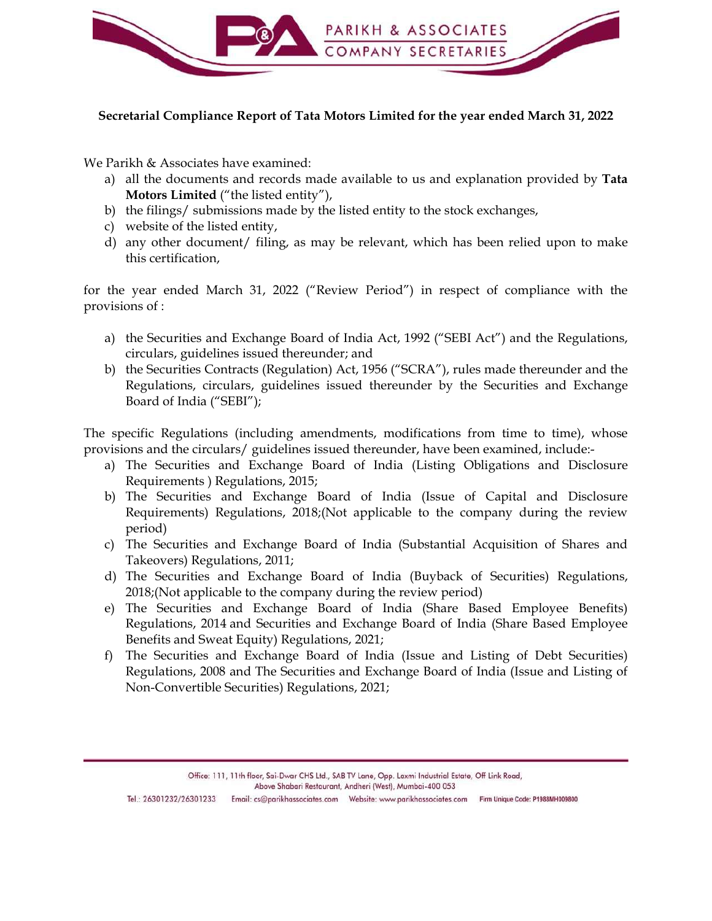**Secretarial Compliance Report of Tata Motors Limited for the year ended March 31, 2022**

We Parikh & Associates have examined:

a) all the documents and records made available to us and explanation provided by **Tata Motors Limited** ("the listed entity"),
b) the filings/ submissions made by the listed entity to the stock exchanges,
c) website of the listed entity,
d) any other document/ filing, as may be relevant, which has been relied upon to make this certification,

for the year ended March 31, 2022 ("Review Period") in respect of compliance with the provisions of :

a) the Securities and Exchange Board of India Act, 1992 ("SEBI Act") and the Regulations, circulars, guidelines issued thereunder; and
b) the Securities Contracts (Regulation) Act, 1956 ("SCRA"), rules made thereunder and the Regulations, circulars, guidelines issued thereunder by the Securities and Exchange Board of India ("SEBI");

The specific Regulations (including amendments, modifications from time to time), whose provisions and the circulars/ guidelines issued thereunder, have been examined, include:-

a) The Securities and Exchange Board of India (Listing Obligations and Disclosure Requirements ) Regulations, 2015;
b) The Securities and Exchange Board of India (Issue of Capital and Disclosure Requirements) Regulations, 2018;(Not applicable to the company during the review period)
c) The Securities and Exchange Board of India (Substantial Acquisition of Shares and Takeovers) Regulations, 2011;
d) The Securities and Exchange Board of India (Buyback of Securities) Regulations, 2018;(Not applicable to the company during the review period)
e) The Securities and Exchange Board of India (Share Based Employee Benefits) Regulations, 2014 and Securities and Exchange Board of India (Share Based Employee Benefits and Sweat Equity) Regulations, 2021;
f) The Securities and Exchange Board of India (Issue and Listing of Debt Securities) Regulations, 2008 and The Securities and Exchange Board of India (Issue and Listing of Non-Convertible Securities) Regulations, 2021;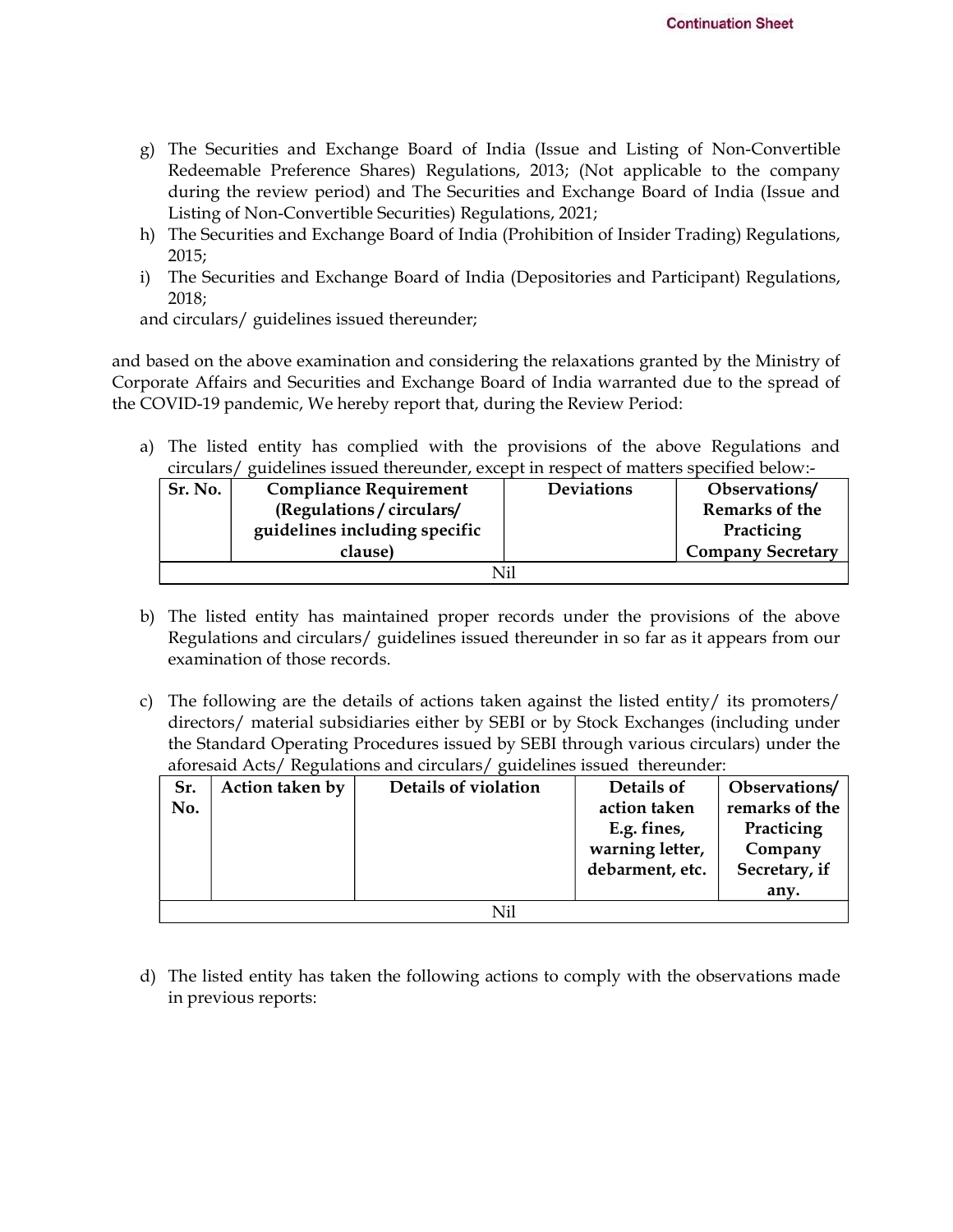g) The Securities and Exchange Board of India (Issue and Listing of Non-Convertible Redeemable Preference Shares) Regulations, 2013; (Not applicable to the company during the review period) and The Securities and Exchange Board of India (Issue and Listing of Non-Convertible Securities) Regulations, 2021;

h) The Securities and Exchange Board of India (Prohibition of Insider Trading) Regulations, 2015;

i) The Securities and Exchange Board of India (Depositories and Participant) Regulations, 2018;

and circulars/ guidelines issued thereunder;

and based on the above examination and considering the relaxations granted by the Ministry of Corporate Affairs and Securities and Exchange Board of India warranted due to the spread of the COVID-19 pandemic, We hereby report that, during the Review Period:

a) The listed entity has complied with the provisions of the above Regulations and circulars/ guidelines issued thereunder, except in respect of matters specified below:-

| Sr. No. | Compliance Requirement (Regulations / circulars/ guidelines including specific clause) | Deviations | Observations/ Remarks of the Practicing Company Secretary |
|---|---|---|---|
| Nil | | | |

b) The listed entity has maintained proper records under the provisions of the above Regulations and circulars/ guidelines issued thereunder in so far as it appears from our examination of those records.

c) The following are the details of actions taken against the listed entity/ its promoters/ directors/ material subsidiaries either by SEBI or by Stock Exchanges (including under the Standard Operating Procedures issued by SEBI through various circulars) under the aforesaid Acts/ Regulations and circulars/ guidelines issued thereunder:

| Sr. No. | Action taken by | Details of violation | Details of action taken E.g. fines, warning letter, debarment, etc. | Observations/ remarks of the Practicing Company Secretary, if any. |
|---|---|---|---|---|
| Nil | | | | |

d) The listed entity has taken the following actions to comply with the observations made in previous reports: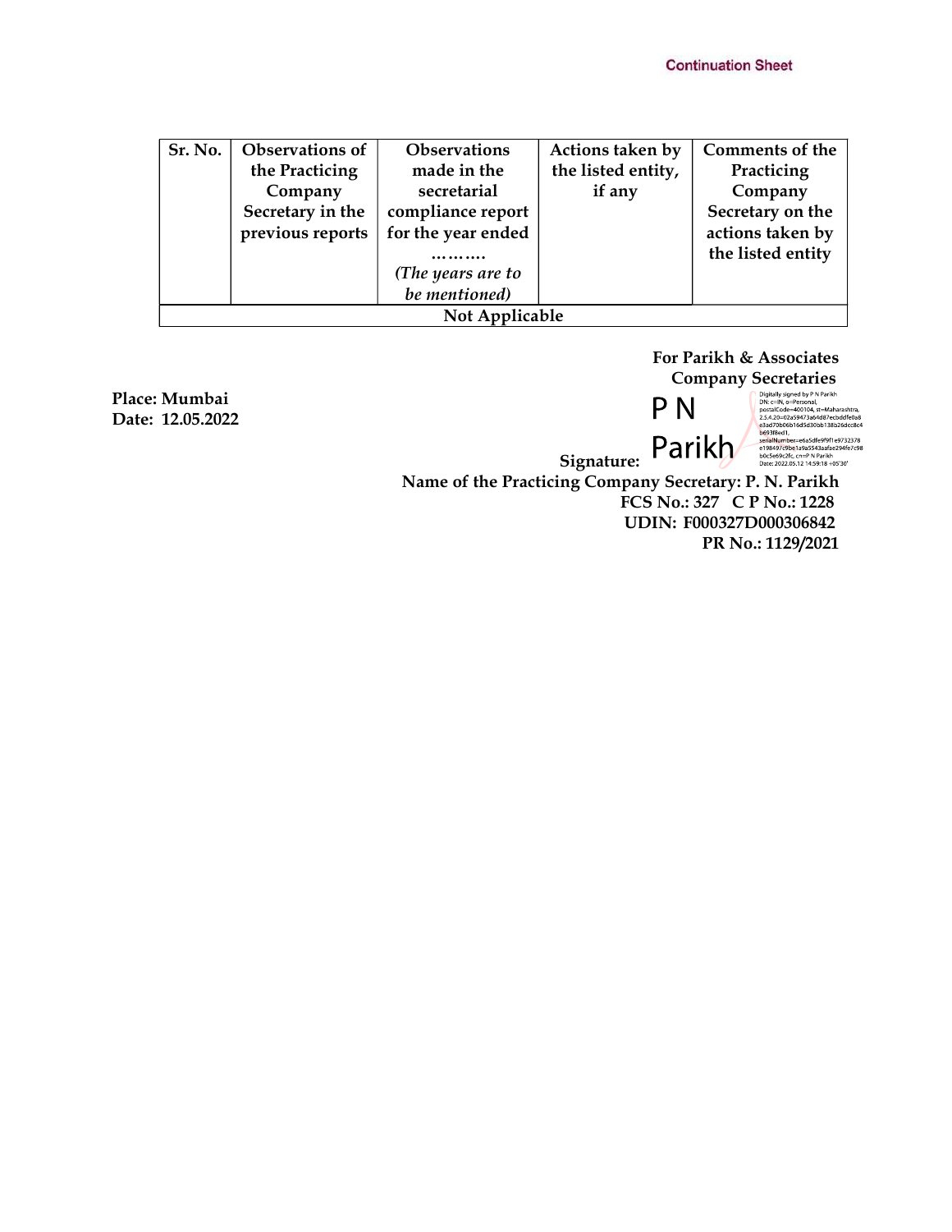| Sr. No. | Observations of the Practicing Company Secretary in the previous reports | Observations made in the secretarial compliance report for the year ended ……… *(The years are to be mentioned)* | Actions taken by the listed entity, if any | Comments of the Practicing Company Secretary on the actions taken by the listed entity |
|---|---|---|---|---|
| Not Applicable | | | | |

**For Parikh & Associates**
**Company Secretaries**

**Place: Mumbai**
**Date: 12.05.2022**

**Signature:** P N Parikh

Digitally signed by P N Parikh
DN: c=IN, o=Personal, postalCode=400104, st=Maharashtra, 2.5.4.20=02a59473a64d87ecbddfe0a8e3ad70b06b16d5d30bb138b26dcc8c4b693f8ed1, serialNumber=e6a5dfe9f9f1e9732378e198497c9be1a9a5543aafae294fe7c98b0c5e69c2fc, cn=P N Parikh
Date: 2022.05.12 14:59:18 +05'30'

**Name of the Practicing Company Secretary: P. N. Parikh**
**FCS No.: 327 C P No.: 1228**
**UDIN: F000327D000306842**
**PR No.: 1129/2021**